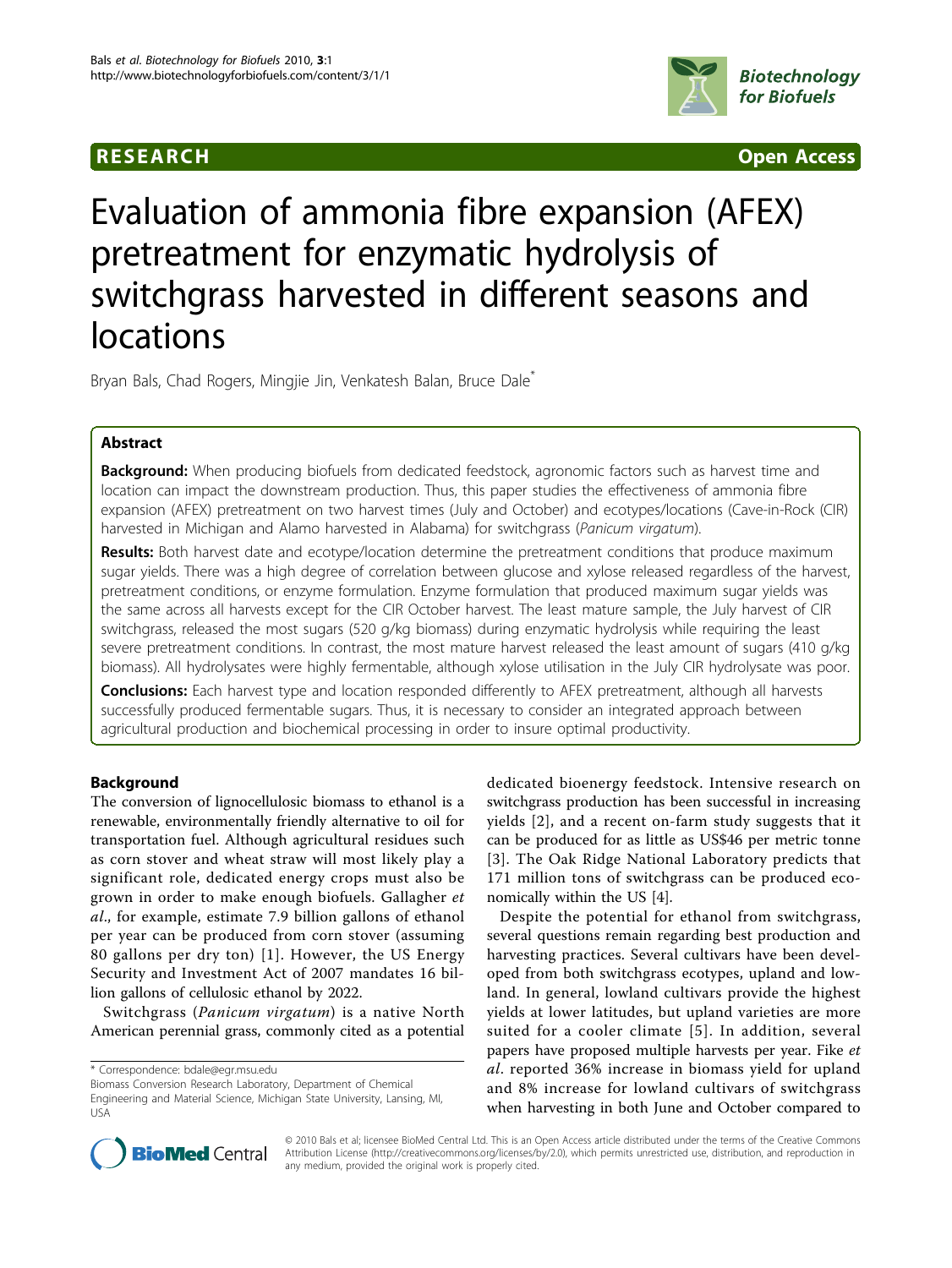RESEARCH Open Access

# Evaluation of ammonia fibre expansion (AFEX) pretreatment for enzymatic hydrolysis of switchgrass harvested in different seasons and locations

Bryan Bals, Chad Rogers, Mingjie Jin, Venkatesh Balan, Bruce Dale*

## Abstract

**Background:** When producing biofuels from dedicated feedstock, agronomic factors such as harvest time and location can impact the downstream production. Thus, this paper studies the effectiveness of ammonia fibre expansion (AFEX) pretreatment on two harvest times (July and October) and ecotypes/locations (Cave-in-Rock (CIR) harvested in Michigan and Alamo harvested in Alabama) for switchgrass (*Panicum virgatum*).

**Results:** Both harvest date and ecotype/location determine the pretreatment conditions that produce maximum sugar yields. There was a high degree of correlation between glucose and xylose released regardless of the harvest, pretreatment conditions, or enzyme formulation. Enzyme formulation that produced maximum sugar yields was the same across all harvests except for the CIR October harvest. The least mature sample, the July harvest of CIR switchgrass, released the most sugars (520 g/kg biomass) during enzymatic hydrolysis while requiring the least severe pretreatment conditions. In contrast, the most mature harvest released the least amount of sugars (410 g/kg biomass). All hydrolysates were highly fermentable, although xylose utilisation in the July CIR hydrolysate was poor.

**Conclusions:** Each harvest type and location responded differently to AFEX pretreatment, although all harvests successfully produced fermentable sugars. Thus, it is necessary to consider an integrated approach between agricultural production and biochemical processing in order to insure optimal productivity.

## Background

The conversion of lignocellulosic biomass to ethanol is a renewable, environmentally friendly alternative to oil for transportation fuel. Although agricultural residues such as corn stover and wheat straw will most likely play a significant role, dedicated energy crops must also be grown in order to make enough biofuels. Gallagher *et al*., for example, estimate 7.9 billion gallons of ethanol per year can be produced from corn stover (assuming 80 gallons per dry ton) [1]. However, the US Energy Security and Investment Act of 2007 mandates 16 billion gallons of cellulosic ethanol by 2022.

Switchgrass (*Panicum virgatum*) is a native North American perennial grass, commonly cited as a potential dedicated bioenergy feedstock. Intensive research on switchgrass production has been successful in increasing yields [2], and a recent on-farm study suggests that it can be produced for as little as US$46 per metric tonne [3]. The Oak Ridge National Laboratory predicts that 171 million tons of switchgrass can be produced economically within the US [4].

Despite the potential for ethanol from switchgrass, several questions remain regarding best production and harvesting practices. Several cultivars have been developed from both switchgrass ecotypes, upland and lowland. In general, lowland cultivars provide the highest yields at lower latitudes, but upland varieties are more suited for a cooler climate [5]. In addition, several papers have proposed multiple harvests per year. Fike *et al*. reported 36% increase in biomass yield for upland and 8% increase for lowland cultivars of switchgrass when harvesting in both June and October compared to

\* Correspondence: bdale@egr.msu.edu
Biomass Conversion Research Laboratory, Department of Chemical Engineering and Material Science, Michigan State University, Lansing, MI, USA

© 2010 Bals et al; licensee BioMed Central Ltd. This is an Open Access article distributed under the terms of the Creative Commons Attribution License (http://creativecommons.org/licenses/by/2.0), which permits unrestricted use, distribution, and reproduction in any medium, provided the original work is properly cited.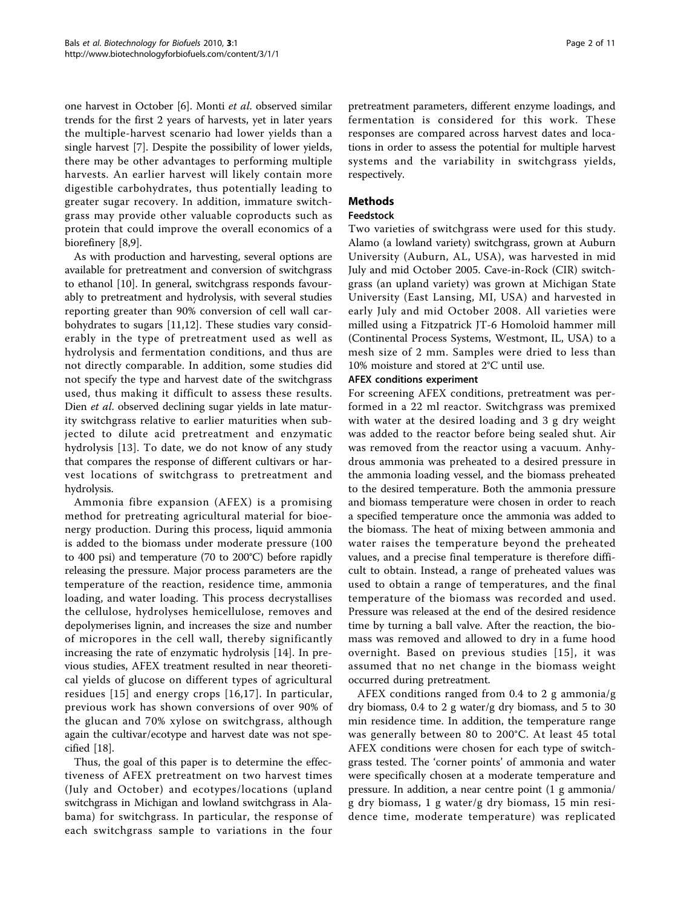one harvest in October [6]. Monti *et al.* observed similar trends for the first 2 years of harvests, yet in later years the multiple-harvest scenario had lower yields than a single harvest [7]. Despite the possibility of lower yields, there may be other advantages to performing multiple harvests. An earlier harvest will likely contain more digestible carbohydrates, thus potentially leading to greater sugar recovery. In addition, immature switchgrass may provide other valuable coproducts such as protein that could improve the overall economics of a biorefinery [8,9].

As with production and harvesting, several options are available for pretreatment and conversion of switchgrass to ethanol [10]. In general, switchgrass responds favourably to pretreatment and hydrolysis, with several studies reporting greater than 90% conversion of cell wall carbohydrates to sugars [11,12]. These studies vary considerably in the type of pretreatment used as well as hydrolysis and fermentation conditions, and thus are not directly comparable. In addition, some studies did not specify the type and harvest date of the switchgrass used, thus making it difficult to assess these results. Dien *et al.* observed declining sugar yields in late maturity switchgrass relative to earlier maturities when subjected to dilute acid pretreatment and enzymatic hydrolysis [13]. To date, we do not know of any study that compares the response of different cultivars or harvest locations of switchgrass to pretreatment and hydrolysis.

Ammonia fibre expansion (AFEX) is a promising method for pretreating agricultural material for bioenergy production. During this process, liquid ammonia is added to the biomass under moderate pressure (100 to 400 psi) and temperature (70 to 200°C) before rapidly releasing the pressure. Major process parameters are the temperature of the reaction, residence time, ammonia loading, and water loading. This process decrystallises the cellulose, hydrolyses hemicellulose, removes and depolymerises lignin, and increases the size and number of micropores in the cell wall, thereby significantly increasing the rate of enzymatic hydrolysis [14]. In previous studies, AFEX treatment resulted in near theoretical yields of glucose on different types of agricultural residues [15] and energy crops [16,17]. In particular, previous work has shown conversions of over 90% of the glucan and 70% xylose on switchgrass, although again the cultivar/ecotype and harvest date was not specified [18].

Thus, the goal of this paper is to determine the effectiveness of AFEX pretreatment on two harvest times (July and October) and ecotypes/locations (upland switchgrass in Michigan and lowland switchgrass in Alabama) for switchgrass. In particular, the response of each switchgrass sample to variations in the four pretreatment parameters, different enzyme loadings, and fermentation is considered for this work. These responses are compared across harvest dates and locations in order to assess the potential for multiple harvest systems and the variability in switchgrass yields, respectively.

## Methods

### Feedstock

Two varieties of switchgrass were used for this study. Alamo (a lowland variety) switchgrass, grown at Auburn University (Auburn, AL, USA), was harvested in mid July and mid October 2005. Cave-in-Rock (CIR) switchgrass (an upland variety) was grown at Michigan State University (East Lansing, MI, USA) and harvested in early July and mid October 2008. All varieties were milled using a Fitzpatrick JT-6 Homoloid hammer mill (Continental Process Systems, Westmont, IL, USA) to a mesh size of 2 mm. Samples were dried to less than 10% moisture and stored at 2°C until use.

#### AFEX conditions experiment

For screening AFEX conditions, pretreatment was performed in a 22 ml reactor. Switchgrass was premixed with water at the desired loading and 3 g dry weight was added to the reactor before being sealed shut. Air was removed from the reactor using a vacuum. Anhydrous ammonia was preheated to a desired pressure in the ammonia loading vessel, and the biomass preheated to the desired temperature. Both the ammonia pressure and biomass temperature were chosen in order to reach a specified temperature once the ammonia was added to the biomass. The heat of mixing between ammonia and water raises the temperature beyond the preheated values, and a precise final temperature is therefore difficult to obtain. Instead, a range of preheated values was used to obtain a range of temperatures, and the final temperature of the biomass was recorded and used. Pressure was released at the end of the desired residence time by turning a ball valve. After the reaction, the biomass was removed and allowed to dry in a fume hood overnight. Based on previous studies [15], it was assumed that no net change in the biomass weight occurred during pretreatment.

AFEX conditions ranged from 0.4 to 2 g ammonia/g dry biomass, 0.4 to 2 g water/g dry biomass, and 5 to 30 min residence time. In addition, the temperature range was generally between 80 to 200°C. At least 45 total AFEX conditions were chosen for each type of switchgrass tested. The 'corner points' of ammonia and water were specifically chosen at a moderate temperature and pressure. In addition, a near centre point (1 g ammonia/g dry biomass, 1 g water/g dry biomass, 15 min residence time, moderate temperature) was replicated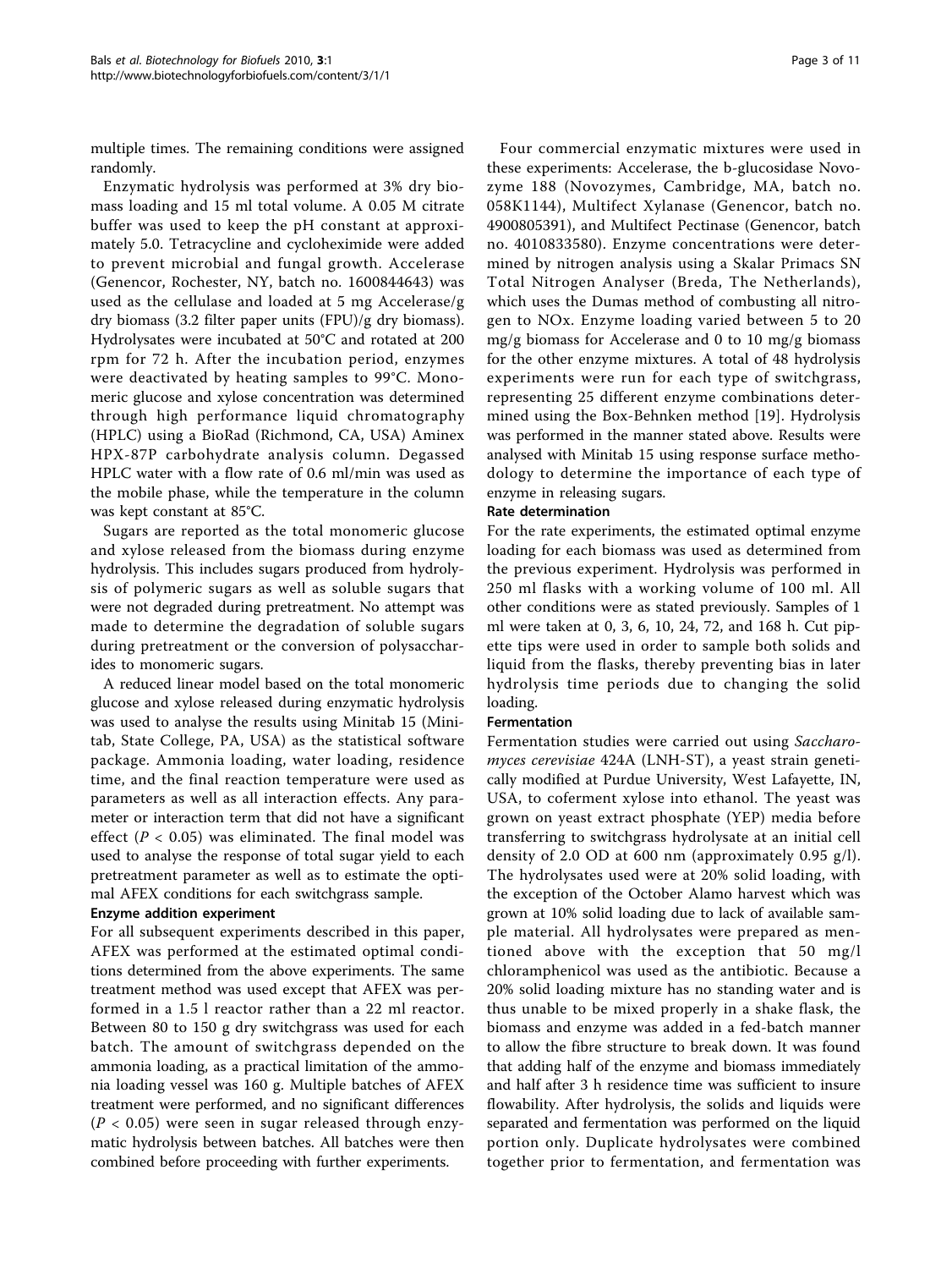multiple times. The remaining conditions were assigned randomly.

Enzymatic hydrolysis was performed at 3% dry biomass loading and 15 ml total volume. A 0.05 M citrate buffer was used to keep the pH constant at approximately 5.0. Tetracycline and cycloheximide were added to prevent microbial and fungal growth. Accelerase (Genencor, Rochester, NY, batch no. 1600844643) was used as the cellulase and loaded at 5 mg Accelerase/g dry biomass (3.2 filter paper units (FPU)/g dry biomass). Hydrolysates were incubated at 50°C and rotated at 200 rpm for 72 h. After the incubation period, enzymes were deactivated by heating samples to 99°C. Monomeric glucose and xylose concentration was determined through high performance liquid chromatography (HPLC) using a BioRad (Richmond, CA, USA) Aminex HPX-87P carbohydrate analysis column. Degassed HPLC water with a flow rate of 0.6 ml/min was used as the mobile phase, while the temperature in the column was kept constant at 85°C.

Sugars are reported as the total monomeric glucose and xylose released from the biomass during enzyme hydrolysis. This includes sugars produced from hydrolysis of polymeric sugars as well as soluble sugars that were not degraded during pretreatment. No attempt was made to determine the degradation of soluble sugars during pretreatment or the conversion of polysaccharides to monomeric sugars.

A reduced linear model based on the total monomeric glucose and xylose released during enzymatic hydrolysis was used to analyse the results using Minitab 15 (Minitab, State College, PA, USA) as the statistical software package. Ammonia loading, water loading, residence time, and the final reaction temperature were used as parameters as well as all interaction effects. Any parameter or interaction term that did not have a significant effect ($P < 0.05$) was eliminated. The final model was used to analyse the response of total sugar yield to each pretreatment parameter as well as to estimate the optimal AFEX conditions for each switchgrass sample.

#### Enzyme addition experiment

For all subsequent experiments described in this paper, AFEX was performed at the estimated optimal conditions determined from the above experiments. The same treatment method was used except that AFEX was performed in a 1.5 l reactor rather than a 22 ml reactor. Between 80 to 150 g dry switchgrass was used for each batch. The amount of switchgrass depended on the ammonia loading, as a practical limitation of the ammonia loading vessel was 160 g. Multiple batches of AFEX treatment were performed, and no significant differences ($P < 0.05$) were seen in sugar released through enzymatic hydrolysis between batches. All batches were then combined before proceeding with further experiments.

Four commercial enzymatic mixtures were used in these experiments: Accelerase, the b-glucosidase Novozyme 188 (Novozymes, Cambridge, MA, batch no. 058K1144), Multifect Xylanase (Genencor, batch no. 4900805391), and Multifect Pectinase (Genencor, batch no. 4010833580). Enzyme concentrations were determined by nitrogen analysis using a Skalar Primacs SN Total Nitrogen Analyser (Breda, The Netherlands), which uses the Dumas method of combusting all nitrogen to NOx. Enzyme loading varied between 5 to 20 mg/g biomass for Accelerase and 0 to 10 mg/g biomass for the other enzyme mixtures. A total of 48 hydrolysis experiments were run for each type of switchgrass, representing 25 different enzyme combinations determined using the Box-Behnken method [19]. Hydrolysis was performed in the manner stated above. Results were analysed with Minitab 15 using response surface methodology to determine the importance of each type of enzyme in releasing sugars.

#### Rate determination

For the rate experiments, the estimated optimal enzyme loading for each biomass was used as determined from the previous experiment. Hydrolysis was performed in 250 ml flasks with a working volume of 100 ml. All other conditions were as stated previously. Samples of 1 ml were taken at 0, 3, 6, 10, 24, 72, and 168 h. Cut pipette tips were used in order to sample both solids and liquid from the flasks, thereby preventing bias in later hydrolysis time periods due to changing the solid loading.

#### Fermentation

Fermentation studies were carried out using *Saccharomyces cerevisiae* 424A (LNH-ST), a yeast strain genetically modified at Purdue University, West Lafayette, IN, USA, to coferment xylose into ethanol. The yeast was grown on yeast extract phosphate (YEP) media before transferring to switchgrass hydrolysate at an initial cell density of 2.0 OD at 600 nm (approximately 0.95 g/l). The hydrolysates used were at 20% solid loading, with the exception of the October Alamo harvest which was grown at 10% solid loading due to lack of available sample material. All hydrolysates were prepared as mentioned above with the exception that 50 mg/l chloramphenicol was used as the antibiotic. Because a 20% solid loading mixture has no standing water and is thus unable to be mixed properly in a shake flask, the biomass and enzyme was added in a fed-batch manner to allow the fibre structure to break down. It was found that adding half of the enzyme and biomass immediately and half after 3 h residence time was sufficient to insure flowability. After hydrolysis, the solids and liquids were separated and fermentation was performed on the liquid portion only. Duplicate hydrolysates were combined together prior to fermentation, and fermentation was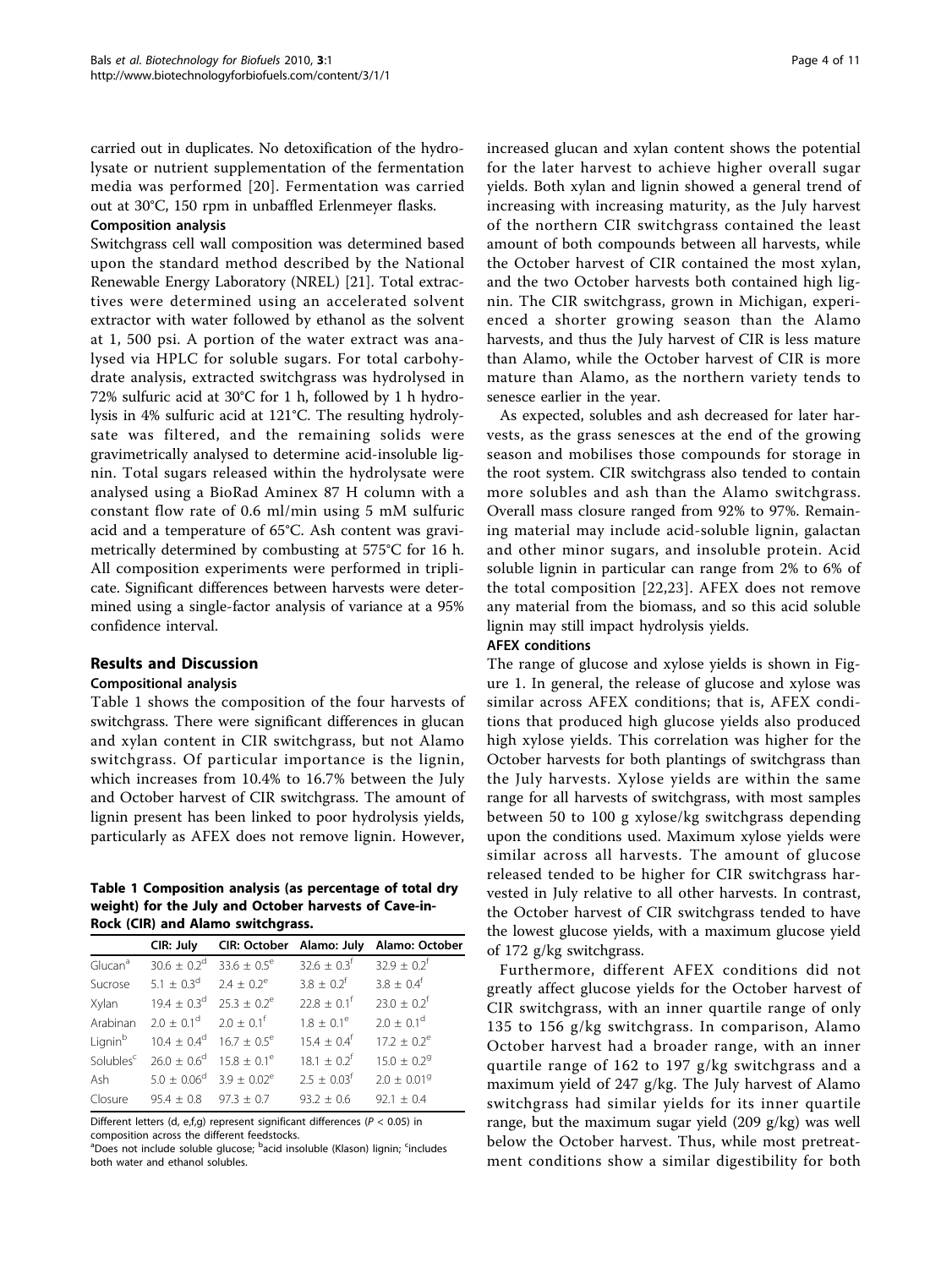carried out in duplicates. No detoxification of the hydrolysate or nutrient supplementation of the fermentation media was performed [20]. Fermentation was carried out at 30°C, 150 rpm in unbaffled Erlenmeyer flasks.

### Composition analysis

Switchgrass cell wall composition was determined based upon the standard method described by the National Renewable Energy Laboratory (NREL) [21]. Total extractives were determined using an accelerated solvent extractor with water followed by ethanol as the solvent at 1, 500 psi. A portion of the water extract was analysed via HPLC for soluble sugars. For total carbohydrate analysis, extracted switchgrass was hydrolysed in 72% sulfuric acid at 30°C for 1 h, followed by 1 h hydrolysis in 4% sulfuric acid at 121°C. The resulting hydrolysate was filtered, and the remaining solids were gravimetrically analysed to determine acid-insoluble lignin. Total sugars released within the hydrolysate were analysed using a BioRad Aminex 87 H column with a constant flow rate of 0.6 ml/min using 5 mM sulfuric acid and a temperature of 65°C. Ash content was gravimetrically determined by combusting at 575°C for 16 h. All composition experiments were performed in triplicate. Significant differences between harvests were determined using a single-factor analysis of variance at a 95% confidence interval.

## Results and Discussion

### Compositional analysis

Table 1 shows the composition of the four harvests of switchgrass. There were significant differences in glucan and xylan content in CIR switchgrass, but not Alamo switchgrass. Of particular importance is the lignin, which increases from 10.4% to 16.7% between the July and October harvest of CIR switchgrass. The amount of lignin present has been linked to poor hydrolysis yields, particularly as AFEX does not remove lignin. However,

**Table 1 Composition analysis (as percentage of total dry weight) for the July and October harvests of Cave-in-Rock (CIR) and Alamo switchgrass.**

| | CIR: July | CIR: October | Alamo: July | Alamo: October |
|---|---|---|---|---|
| Glucan[a] | 30.6 ± 0.2[d] | 33.6 ± 0.5[e] | 32.6 ± 0.3[f] | 32.9 ± 0.2[f] |
| Sucrose | 5.1 ± 0.3[d] | 2.4 ± 0.2[e] | 3.8 ± 0.2[f] | 3.8 ± 0.4[f] |
| Xylan | 19.4 ± 0.3[d] | 25.3 ± 0.2[e] | 22.8 ± 0.1[f] | 23.0 ± 0.2[f] |
| Arabinan | 2.0 ± 0.1[d] | 2.0 ± 0.1[f] | 1.8 ± 0.1[e] | 2.0 ± 0.1[d] |
| Lignin[b] | 10.4 ± 0.4[d] | 16.7 ± 0.5[e] | 15.4 ± 0.4[f] | 17.2 ± 0.2[e] |
| Solubles[c] | 26.0 ± 0.6[d] | 15.8 ± 0.1[e] | 18.1 ± 0.2[f] | 15.0 ± 0.2[g] |
| Ash | 5.0 ± 0.06[d] | 3.9 ± 0.02[e] | 2.5 ± 0.03[f] | 2.0 ± 0.01[g] |
| Closure | 95.4 ± 0.8 | 97.3 ± 0.7 | 93.2 ± 0.6 | 92.1 ± 0.4 |

Different letters (d, e,f,g) represent significant differences ($P < 0.05$) in composition across the different feedstocks.
[a]Does not include soluble glucose; [b]acid insoluble (Klason) lignin; [c]includes both water and ethanol solubles.

increased glucan and xylan content shows the potential for the later harvest to achieve higher overall sugar yields. Both xylan and lignin showed a general trend of increasing with increasing maturity, as the July harvest of the northern CIR switchgrass contained the least amount of both compounds between all harvests, while the October harvest of CIR contained the most xylan, and the two October harvests both contained high lignin. The CIR switchgrass, grown in Michigan, experienced a shorter growing season than the Alamo harvests, and thus the July harvest of CIR is less mature than Alamo, while the October harvest of CIR is more mature than Alamo, as the northern variety tends to senesce earlier in the year.

As expected, solubles and ash decreased for later harvests, as the grass senesces at the end of the growing season and mobilises those compounds for storage in the root system. CIR switchgrass also tended to contain more solubles and ash than the Alamo switchgrass. Overall mass closure ranged from 92% to 97%. Remaining material may include acid-soluble lignin, galactan and other minor sugars, and insoluble protein. Acid soluble lignin in particular can range from 2% to 6% of the total composition [22,23]. AFEX does not remove any material from the biomass, and so this acid soluble lignin may still impact hydrolysis yields.

### AFEX conditions

The range of glucose and xylose yields is shown in Figure 1. In general, the release of glucose and xylose was similar across AFEX conditions; that is, AFEX conditions that produced high glucose yields also produced high xylose yields. This correlation was higher for the October harvests for both plantings of switchgrass than the July harvests. Xylose yields are within the same range for all harvests of switchgrass, with most samples between 50 to 100 g xylose/kg switchgrass depending upon the conditions used. Maximum xylose yields were similar across all harvests. The amount of glucose released tended to be higher for CIR switchgrass harvested in July relative to all other harvests. In contrast, the October harvest of CIR switchgrass tended to have the lowest glucose yields, with a maximum glucose yield of 172 g/kg switchgrass.

Furthermore, different AFEX conditions did not greatly affect glucose yields for the October harvest of CIR switchgrass, with an inner quartile range of only 135 to 156 g/kg switchgrass. In comparison, Alamo October harvest had a broader range, with an inner quartile range of 162 to 197 g/kg switchgrass and a maximum yield of 247 g/kg. The July harvest of Alamo switchgrass had similar yields for its inner quartile range, but the maximum sugar yield (209 g/kg) was well below the October harvest. Thus, while most pretreatment conditions show a similar digestibility for both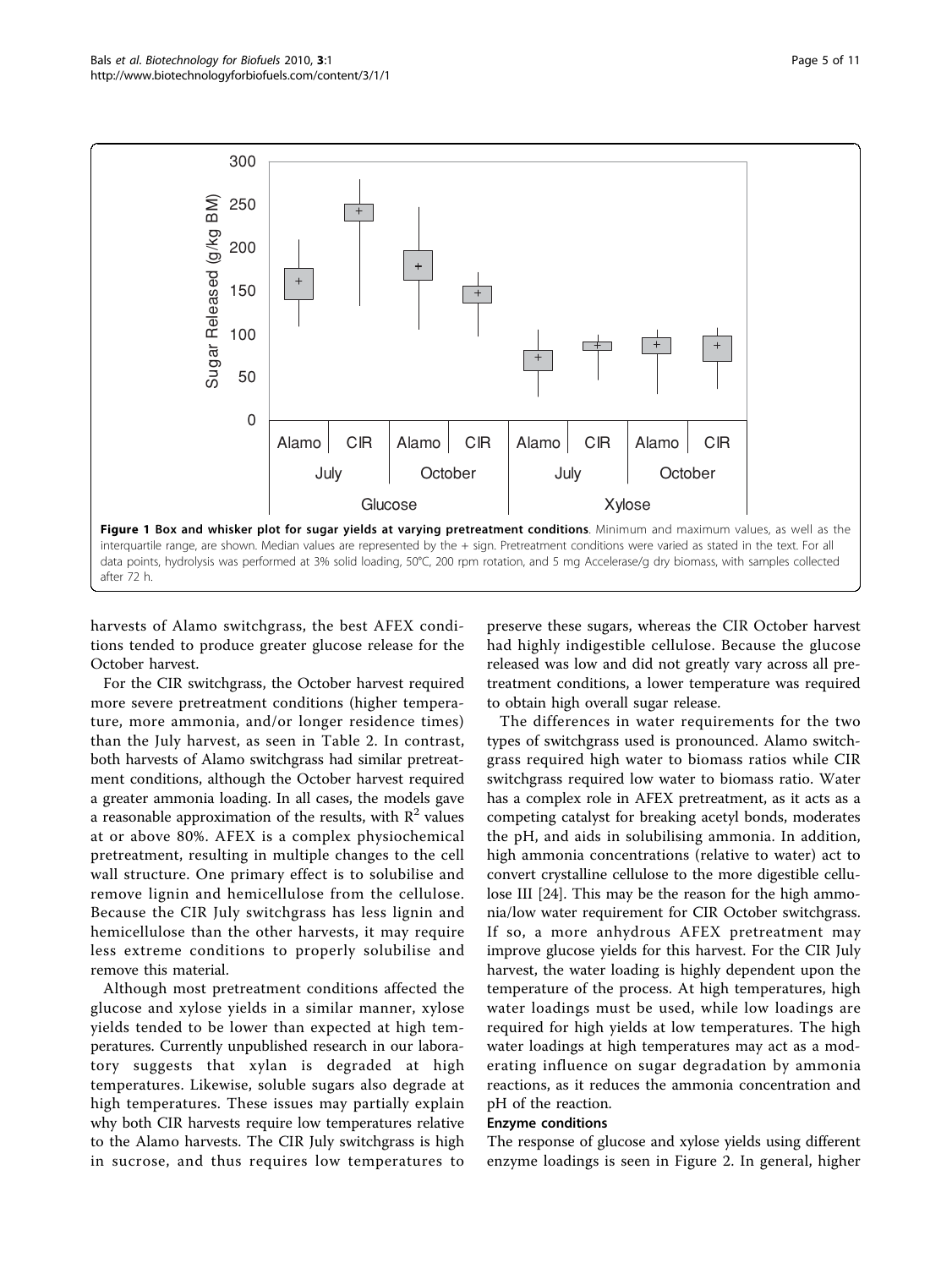**Figure 1 Box and whisker plot for sugar yields at varying pretreatment conditions**. Minimum and maximum values, as well as the interquartile range, are shown. Median values are represented by the + sign. Pretreatment conditions were varied as stated in the text. For all data points, hydrolysis was performed at 3% solid loading, 50°C, 200 rpm rotation, and 5 mg Accelerase/g dry biomass, with samples collected after 72 h.

harvests of Alamo switchgrass, the best AFEX conditions tended to produce greater glucose release for the October harvest.

For the CIR switchgrass, the October harvest required more severe pretreatment conditions (higher temperature, more ammonia, and/or longer residence times) than the July harvest, as seen in Table 2. In contrast, both harvests of Alamo switchgrass had similar pretreatment conditions, although the October harvest required a greater ammonia loading. In all cases, the models gave a reasonable approximation of the results, with $R^2$ values at or above 80%. AFEX is a complex physiochemical pretreatment, resulting in multiple changes to the cell wall structure. One primary effect is to solubilise and remove lignin and hemicellulose from the cellulose. Because the CIR July switchgrass has less lignin and hemicellulose than the other harvests, it may require less extreme conditions to properly solubilise and remove this material.

Although most pretreatment conditions affected the glucose and xylose yields in a similar manner, xylose yields tended to be lower than expected at high temperatures. Currently unpublished research in our laboratory suggests that xylan is degraded at high temperatures. Likewise, soluble sugars also degrade at high temperatures. These issues may partially explain why both CIR harvests require low temperatures relative to the Alamo harvests. The CIR July switchgrass is high in sucrose, and thus requires low temperatures to preserve these sugars, whereas the CIR October harvest had highly indigestible cellulose. Because the glucose released was low and did not greatly vary across all pretreatment conditions, a lower temperature was required to obtain high overall sugar release.

The differences in water requirements for the two types of switchgrass used is pronounced. Alamo switchgrass required high water to biomass ratios while CIR switchgrass required low water to biomass ratio. Water has a complex role in AFEX pretreatment, as it acts as a competing catalyst for breaking acetyl bonds, moderates the pH, and aids in solubilising ammonia. In addition, high ammonia concentrations (relative to water) act to convert crystalline cellulose to the more digestible cellulose III [24]. This may be the reason for the high ammonia/low water requirement for CIR October switchgrass. If so, a more anhydrous AFEX pretreatment may improve glucose yields for this harvest. For the CIR July harvest, the water loading is highly dependent upon the temperature of the process. At high temperatures, high water loadings must be used, while low loadings are required for high yields at low temperatures. The high water loadings at high temperatures may act as a moderating influence on sugar degradation by ammonia reactions, as it reduces the ammonia concentration and pH of the reaction.

#### Enzyme conditions

The response of glucose and xylose yields using different enzyme loadings is seen in Figure 2. In general, higher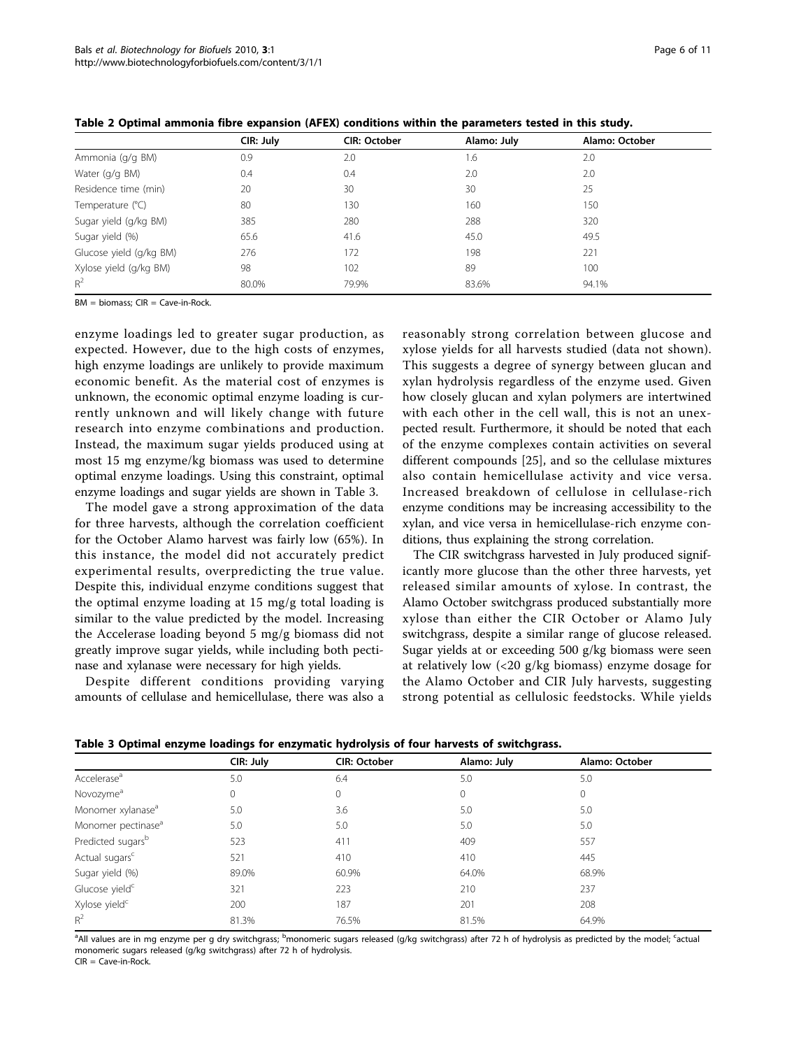**Table 2 Optimal ammonia fibre expansion (AFEX) conditions within the parameters tested in this study.**

| | CIR: July | CIR: October | Alamo: July | Alamo: October |
|---|---|---|---|---|
| Ammonia (g/g BM) | 0.9 | 2.0 | 1.6 | 2.0 |
| Water (g/g BM) | 0.4 | 0.4 | 2.0 | 2.0 |
| Residence time (min) | 20 | 30 | 30 | 25 |
| Temperature (°C) | 80 | 130 | 160 | 150 |
| Sugar yield (g/kg BM) | 385 | 280 | 288 | 320 |
| Sugar yield (%) | 65.6 | 41.6 | 45.0 | 49.5 |
| Glucose yield (g/kg BM) | 276 | 172 | 198 | 221 |
| Xylose yield (g/kg BM) | 98 | 102 | 89 | 100 |
| $R^2$ | 80.0% | 79.9% | 83.6% | 94.1% |

BM = biomass; CIR = Cave-in-Rock.

enzyme loadings led to greater sugar production, as expected. However, due to the high costs of enzymes, high enzyme loadings are unlikely to provide maximum economic benefit. As the material cost of enzymes is unknown, the economic optimal enzyme loading is currently unknown and will likely change with future research into enzyme combinations and production. Instead, the maximum sugar yields produced using at most 15 mg enzyme/kg biomass was used to determine optimal enzyme loadings. Using this constraint, optimal enzyme loadings and sugar yields are shown in Table 3.

The model gave a strong approximation of the data for three harvests, although the correlation coefficient for the October Alamo harvest was fairly low (65%). In this instance, the model did not accurately predict experimental results, overpredicting the true value. Despite this, individual enzyme conditions suggest that the optimal enzyme loading at 15 mg/g total loading is similar to the value predicted by the model. Increasing the Accelerase loading beyond 5 mg/g biomass did not greatly improve sugar yields, while including both pectinase and xylanase were necessary for high yields.

Despite different conditions providing varying amounts of cellulase and hemicellulase, there was also a reasonably strong correlation between glucose and xylose yields for all harvests studied (data not shown). This suggests a degree of synergy between glucan and xylan hydrolysis regardless of the enzyme used. Given how closely glucan and xylan polymers are intertwined with each other in the cell wall, this is not an unexpected result. Furthermore, it should be noted that each of the enzyme complexes contain activities on several different compounds [25], and so the cellulase mixtures also contain hemicellulase activity and vice versa. Increased breakdown of cellulose in cellulase-rich enzyme conditions may be increasing accessibility to the xylan, and vice versa in hemicellulase-rich enzyme conditions, thus explaining the strong correlation.

The CIR switchgrass harvested in July produced significantly more glucose than the other three harvests, yet released similar amounts of xylose. In contrast, the Alamo October switchgrass produced substantially more xylose than either the CIR October or Alamo July switchgrass, despite a similar range of glucose released. Sugar yields at or exceeding 500 g/kg biomass were seen at relatively low (<20 g/kg biomass) enzyme dosage for the Alamo October and CIR July harvests, suggesting strong potential as cellulosic feedstocks. While yields

**Table 3 Optimal enzyme loadings for enzymatic hydrolysis of four harvests of switchgrass.**

| | CIR: July | CIR: October | Alamo: July | Alamo: October |
|---|---|---|---|---|
| Accelerase[a] | 5.0 | 6.4 | 5.0 | 5.0 |
| Novozyme[a] | 0 | 0 | 0 | 0 |
| Monomer xylanase[a] | 5.0 | 3.6 | 5.0 | 5.0 |
| Monomer pectinase[a] | 5.0 | 5.0 | 5.0 | 5.0 |
| Predicted sugars[b] | 523 | 411 | 409 | 557 |
| Actual sugars[c] | 521 | 410 | 410 | 445 |
| Sugar yield (%) | 89.0% | 60.9% | 64.0% | 68.9% |
| Glucose yield[c] | 321 | 223 | 210 | 237 |
| Xylose yield[c] | 200 | 187 | 201 | 208 |
| $R^2$ | 81.3% | 76.5% | 81.5% | 64.9% |

[a]All values are in mg enzyme per g dry switchgrass; [b]monomeric sugars released (g/kg switchgrass) after 72 h of hydrolysis as predicted by the model; [c]actual monomeric sugars released (g/kg switchgrass) after 72 h of hydrolysis.
CIR = Cave-in-Rock.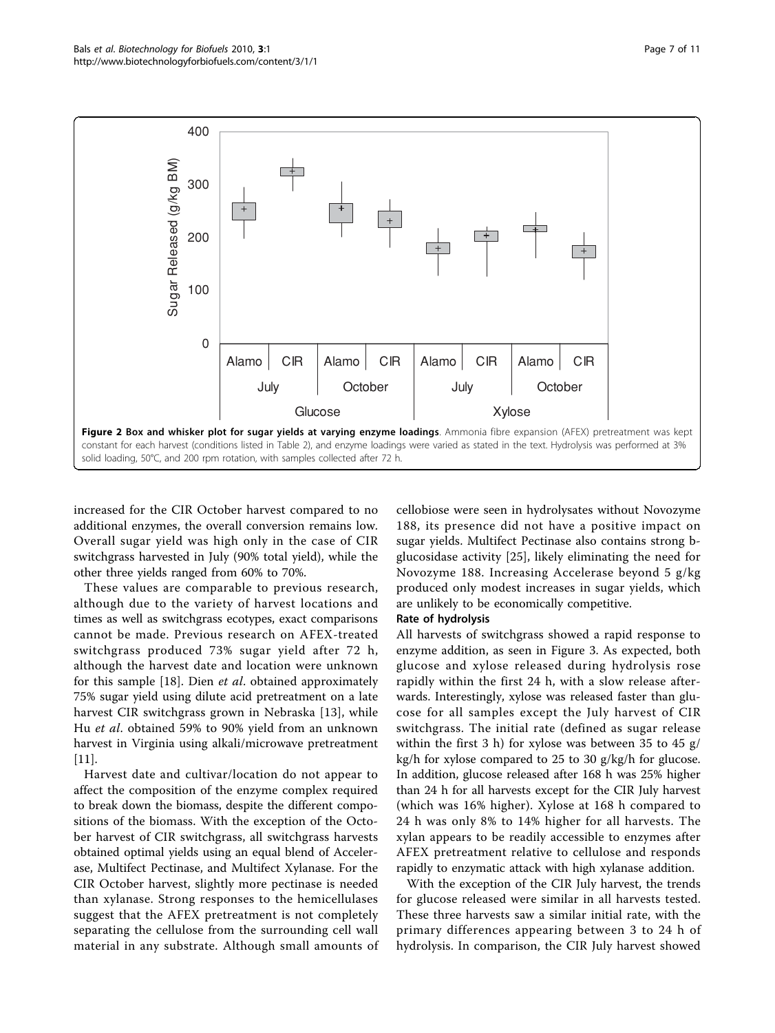**Figure 2 Box and whisker plot for sugar yields at varying enzyme loadings**. Ammonia fibre expansion (AFEX) pretreatment was kept constant for each harvest (conditions listed in Table 2), and enzyme loadings were varied as stated in the text. Hydrolysis was performed at 3% solid loading, 50°C, and 200 rpm rotation, with samples collected after 72 h.

increased for the CIR October harvest compared to no additional enzymes, the overall conversion remains low. Overall sugar yield was high only in the case of CIR switchgrass harvested in July (90% total yield), while the other three yields ranged from 60% to 70%.

These values are comparable to previous research, although due to the variety of harvest locations and times as well as switchgrass ecotypes, exact comparisons cannot be made. Previous research on AFEX-treated switchgrass produced 73% sugar yield after 72 h, although the harvest date and location were unknown for this sample [18]. Dien *et al*. obtained approximately 75% sugar yield using dilute acid pretreatment on a late harvest CIR switchgrass grown in Nebraska [13], while Hu *et al*. obtained 59% to 90% yield from an unknown harvest in Virginia using alkali/microwave pretreatment [11].

Harvest date and cultivar/location do not appear to affect the composition of the enzyme complex required to break down the biomass, despite the different compositions of the biomass. With the exception of the October harvest of CIR switchgrass, all switchgrass harvests obtained optimal yields using an equal blend of Accelerase, Multifect Pectinase, and Multifect Xylanase. For the CIR October harvest, slightly more pectinase is needed than xylanase. Strong responses to the hemicellulases suggest that the AFEX pretreatment is not completely separating the cellulose from the surrounding cell wall material in any substrate. Although small amounts of cellobiose were seen in hydrolysates without Novozyme 188, its presence did not have a positive impact on sugar yields. Multifect Pectinase also contains strong b-glucosidase activity [25], likely eliminating the need for Novozyme 188. Increasing Accelerase beyond 5 g/kg produced only modest increases in sugar yields, which are unlikely to be economically competitive.

**Rate of hydrolysis**

All harvests of switchgrass showed a rapid response to enzyme addition, as seen in Figure 3. As expected, both glucose and xylose released during hydrolysis rose rapidly within the first 24 h, with a slow release afterwards. Interestingly, xylose was released faster than glucose for all samples except the July harvest of CIR switchgrass. The initial rate (defined as sugar release within the first 3 h) for xylose was between 35 to 45 g/kg/h for xylose compared to 25 to 30 g/kg/h for glucose. In addition, glucose released after 168 h was 25% higher than 24 h for all harvests except for the CIR July harvest (which was 16% higher). Xylose at 168 h compared to 24 h was only 8% to 14% higher for all harvests. The xylan appears to be readily accessible to enzymes after AFEX pretreatment relative to cellulose and responds rapidly to enzymatic attack with high xylanase addition.

With the exception of the CIR July harvest, the trends for glucose released were similar in all harvests tested. These three harvests saw a similar initial rate, with the primary differences appearing between 3 to 24 h of hydrolysis. In comparison, the CIR July harvest showed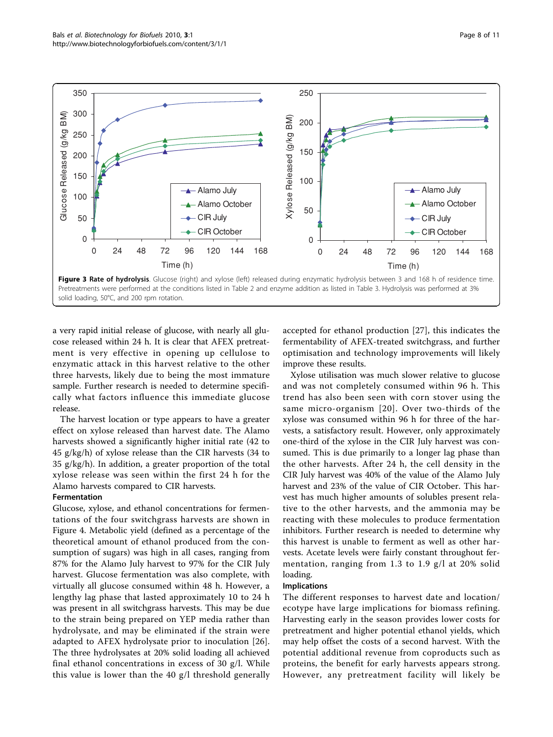**Figure 3 Rate of hydrolysis**. Glucose (right) and xylose (left) released during enzymatic hydrolysis between 3 and 168 h of residence time. Pretreatments were performed at the conditions listed in Table 2 and enzyme addition as listed in Table 3. Hydrolysis was performed at 3% solid loading, 50°C, and 200 rpm rotation.

a very rapid initial release of glucose, with nearly all glucose released within 24 h. It is clear that AFEX pretreatment is very effective in opening up cellulose to enzymatic attack in this harvest relative to the other three harvests, likely due to being the most immature sample. Further research is needed to determine specifically what factors influence this immediate glucose release.

The harvest location or type appears to have a greater effect on xylose released than harvest date. The Alamo harvests showed a significantly higher initial rate (42 to 45 g/kg/h) of xylose release than the CIR harvests (34 to 35 g/kg/h). In addition, a greater proportion of the total xylose release was seen within the first 24 h for the Alamo harvests compared to CIR harvests.

**Fermentation**

Glucose, xylose, and ethanol concentrations for fermentations of the four switchgrass harvests are shown in Figure 4. Metabolic yield (defined as a percentage of the theoretical amount of ethanol produced from the consumption of sugars) was high in all cases, ranging from 87% for the Alamo July harvest to 97% for the CIR July harvest. Glucose fermentation was also complete, with virtually all glucose consumed within 48 h. However, a lengthy lag phase that lasted approximately 10 to 24 h was present in all switchgrass harvests. This may be due to the strain being prepared on YEP media rather than hydrolysate, and may be eliminated if the strain were adapted to AFEX hydrolysate prior to inoculation [26]. The three hydrolysates at 20% solid loading all achieved final ethanol concentrations in excess of 30 g/l. While this value is lower than the 40 g/l threshold generally accepted for ethanol production [27], this indicates the fermentability of AFEX-treated switchgrass, and further optimisation and technology improvements will likely improve these results.

Xylose utilisation was much slower relative to glucose and was not completely consumed within 96 h. This trend has also been seen with corn stover using the same micro-organism [20]. Over two-thirds of the xylose was consumed within 96 h for three of the harvests, a satisfactory result. However, only approximately one-third of the xylose in the CIR July harvest was consumed. This is due primarily to a longer lag phase than the other harvests. After 24 h, the cell density in the CIR July harvest was 40% of the value of the Alamo July harvest and 23% of the value of CIR October. This harvest has much higher amounts of solubles present relative to the other harvests, and the ammonia may be reacting with these molecules to produce fermentation inhibitors. Further research is needed to determine why this harvest is unable to ferment as well as other harvests. Acetate levels were fairly constant throughout fermentation, ranging from 1.3 to 1.9 g/l at 20% solid loading.

**Implications**

The different responses to harvest date and location/ecotype have large implications for biomass refining. Harvesting early in the season provides lower costs for pretreatment and higher potential ethanol yields, which may help offset the costs of a second harvest. With the potential additional revenue from coproducts such as proteins, the benefit for early harvests appears strong. However, any pretreatment facility will likely be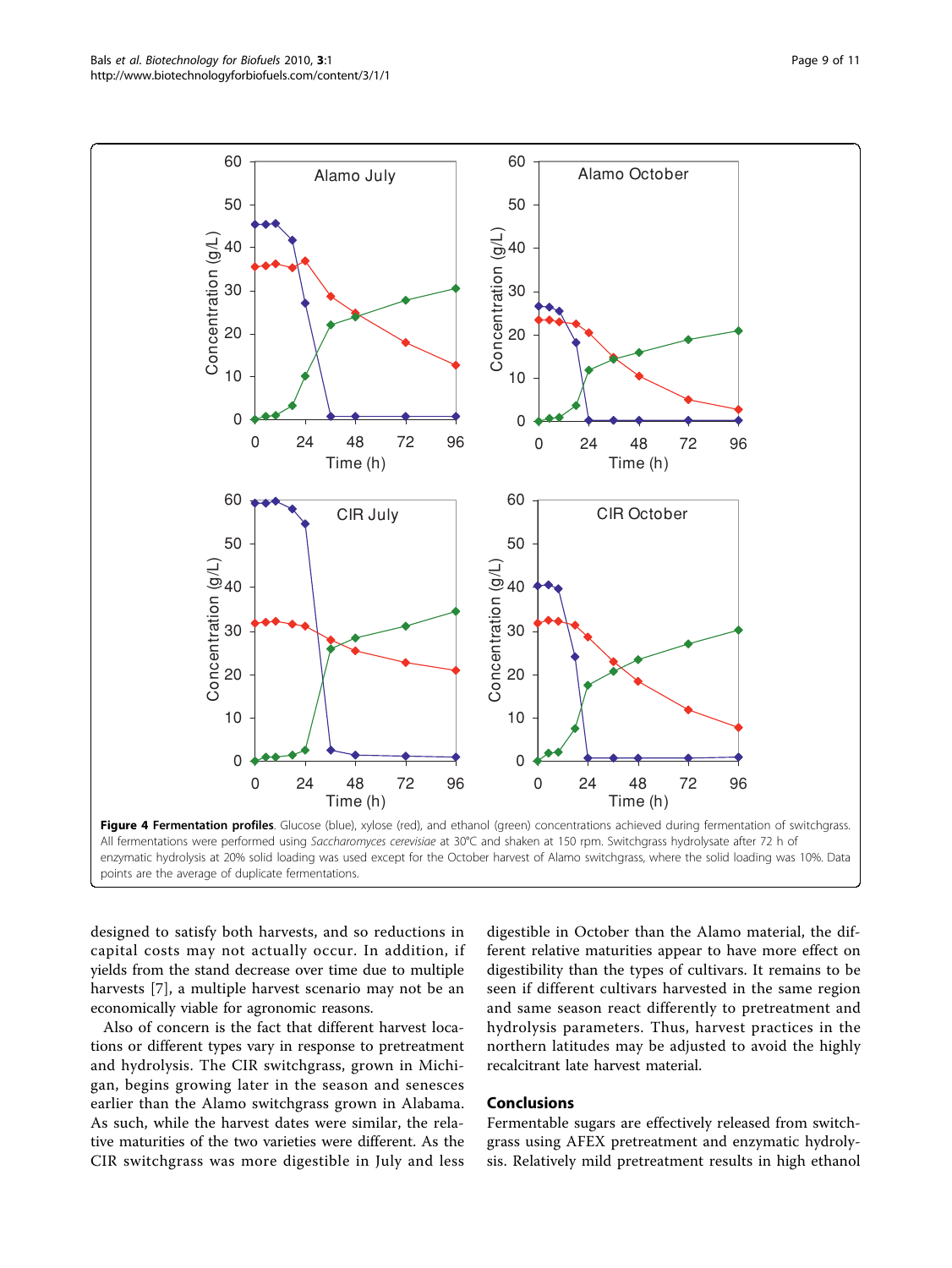**Figure 4 Fermentation profiles**. Glucose (blue), xylose (red), and ethanol (green) concentrations achieved during fermentation of switchgrass. All fermentations were performed using *Saccharomyces cerevisiae* at 30°C and shaken at 150 rpm. Switchgrass hydrolysate after 72 h of enzymatic hydrolysis at 20% solid loading was used except for the October harvest of Alamo switchgrass, where the solid loading was 10%. Data points are the average of duplicate fermentations.

designed to satisfy both harvests, and so reductions in capital costs may not actually occur. In addition, if yields from the stand decrease over time due to multiple harvests [7], a multiple harvest scenario may not be an economically viable for agronomic reasons.

Also of concern is the fact that different harvest locations or different types vary in response to pretreatment and hydrolysis. The CIR switchgrass, grown in Michigan, begins growing later in the season and senesces earlier than the Alamo switchgrass grown in Alabama. As such, while the harvest dates were similar, the relative maturities of the two varieties were different. As the CIR switchgrass was more digestible in July and less digestible in October than the Alamo material, the different relative maturities appear to have more effect on digestibility than the types of cultivars. It remains to be seen if different cultivars harvested in the same region and same season react differently to pretreatment and hydrolysis parameters. Thus, harvest practices in the northern latitudes may be adjusted to avoid the highly recalcitrant late harvest material.

## Conclusions

Fermentable sugars are effectively released from switchgrass using AFEX pretreatment and enzymatic hydrolysis. Relatively mild pretreatment results in high ethanol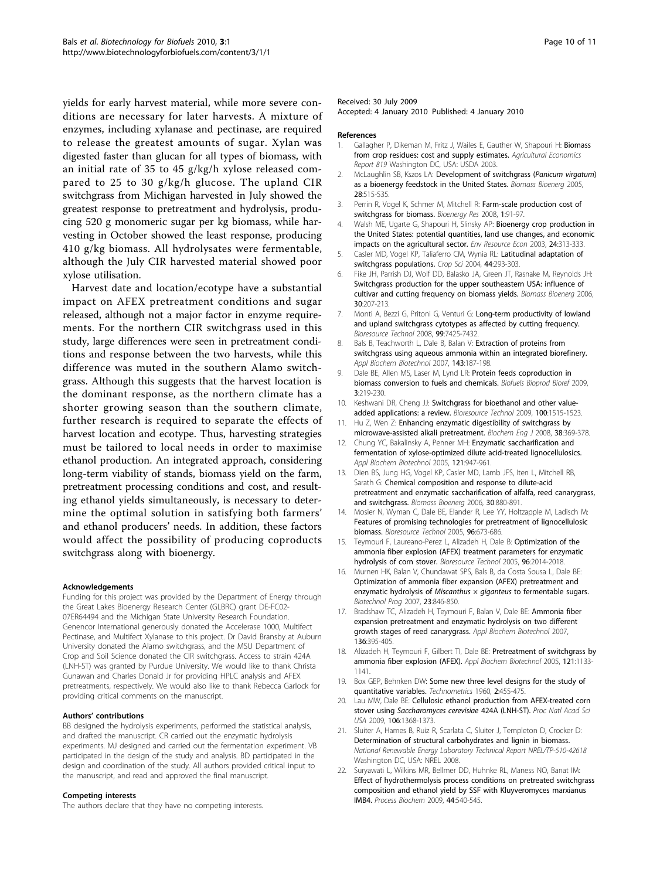yields for early harvest material, while more severe conditions are necessary for later harvests. A mixture of enzymes, including xylanase and pectinase, are required to release the greatest amounts of sugar. Xylan was digested faster than glucan for all types of biomass, with an initial rate of 35 to 45 g/kg/h xylose released compared to 25 to 30 g/kg/h glucose. The upland CIR switchgrass from Michigan harvested in July showed the greatest response to pretreatment and hydrolysis, producing 520 g monomeric sugar per kg biomass, while harvesting in October showed the least response, producing 410 g/kg biomass. All hydrolysates were fermentable, although the July CIR harvested material showed poor xylose utilisation.

Harvest date and location/ecotype have a substantial impact on AFEX pretreatment conditions and sugar released, although not a major factor in enzyme requirements. For the northern CIR switchgrass used in this study, large differences were seen in pretreatment conditions and response between the two harvests, while this difference was muted in the southern Alamo switchgrass. Although this suggests that the harvest location is the dominant response, as the northern climate has a shorter growing season than the southern climate, further research is required to separate the effects of harvest location and ecotype. Thus, harvesting strategies must be tailored to local needs in order to maximise ethanol production. An integrated approach, considering long-term viability of stands, biomass yield on the farm, pretreatment processing conditions and cost, and resulting ethanol yields simultaneously, is necessary to determine the optimal solution in satisfying both farmers' and ethanol producers' needs. In addition, these factors would affect the possibility of producing coproducts switchgrass along with bioenergy.

#### Acknowledgements

Funding for this project was provided by the Department of Energy through the Great Lakes Bioenergy Research Center (GLBRC) grant DE-FC02-07ER64494 and the Michigan State University Research Foundation. Genencor International generously donated the Accelerase 1000, Multifect Pectinase, and Multifect Xylanase to this project. Dr David Bransby at Auburn University donated the Alamo switchgrass, and the MSU Department of Crop and Soil Science donated the CIR switchgrass. Access to strain 424A (LNH-ST) was granted by Purdue University. We would like to thank Christa Gunawan and Charles Donald Jr for providing HPLC analysis and AFEX pretreatments, respectively. We would also like to thank Rebecca Garlock for providing critical comments on the manuscript.

#### Authors' contributions

BB designed the hydrolysis experiments, performed the statistical analysis, and drafted the manuscript. CR carried out the enzymatic hydrolysis experiments. MJ designed and carried out the fermentation experiment. VB participated in the design of the study and analysis. BD participated in the design and coordination of the study. All authors provided critical input to the manuscript, and read and approved the final manuscript.

#### Competing interests

The authors declare that they have no competing interests.

Received: 30 July 2009
Accepted: 4 January 2010 Published: 4 January 2010

#### References

1. Gallagher P, Dikeman M, Fritz J, Wailes E, Gauther W, Shapouri H: **Biomass from crop residues: cost and supply estimates.** *Agricultural Economics Report 819* Washington DC, USA: USDA 2003.
2. McLaughlin SB, Kszos LA: **Development of switchgrass (*Panicum virgatum*) as a bioenergy feedstock in the United States.** *Biomass Bioenerg* 2005, **28**:515-535.
3. Perrin R, Vogel K, Schmer M, Mitchell R: **Farm-scale production cost of switchgrass for biomass.** *Bioenergy Res* 2008, **1**:91-97.
4. Walsh ME, Ugarte G, Shapouri H, Slinsky AP: **Bioenergy crop production in the United States: potential quantities, land use changes, and economic impacts on the agricultural sector.** *Env Resource Econ* 2003, **24**:313-333.
5. Casler MD, Vogel KP, Taliaferro CM, Wynia RL: **Latitudinal adaptation of switchgrass populations.** *Crop Sci* 2004, **44**:293-303.
6. Fike JH, Parrish DJ, Wolf DD, Balasko JA, Green JT, Rasnake M, Reynolds JH: **Switchgrass production for the upper southeastern USA: influence of cultivar and cutting frequency on biomass yields.** *Biomass Bioenerg* 2006, **30**:207-213.
7. Monti A, Bezzi G, Pritoni G, Venturi G: **Long-term productivity of lowland and upland switchgrass cytotypes as affected by cutting frequency.** *Bioresource Technol* 2008, **99**:7425-7432.
8. Bals B, Teachworth L, Dale B, Balan V: **Extraction of proteins from switchgrass using aqueous ammonia within an integrated biorefinery.** *Appl Biochem Biotechnol* 2007, **143**:187-198.
9. Dale BE, Allen MS, Laser M, Lynd LR: **Protein feeds coproduction in biomass conversion to fuels and chemicals.** *Biofuels Bioprod Bioref* 2009, **3**:219-230.
10. Keshwani DR, Cheng JJ: **Switchgrass for bioethanol and other value-added applications: a review.** *Bioresource Technol* 2009, **100**:1515-1523.
11. Hu Z, Wen Z: **Enhancing enzymatic digestibility of switchgrass by microwave-assisted alkali pretreatment.** *Biochem Eng J* 2008, **38**:369-378.
12. Chung YC, Bakalinsky A, Penner MH: **Enzymatic saccharification and fermentation of xylose-optimized dilute acid-treated lignocellulosics.** *Appl Biochem Biotechnol* 2005, **121**:947-961.
13. Dien BS, Jung HG, Vogel KP, Casler MD, Lamb JFS, Iten L, Mitchell RB, Sarath G: **Chemical composition and response to dilute-acid pretreatment and enzymatic saccharification of alfalfa, reed canarygrass, and switchgrass.** *Biomass Bioenerg* 2006, **30**:880-891.
14. Mosier N, Wyman C, Dale BE, Elander R, Lee YY, Holtzapple M, Ladisch M: **Features of promising technologies for pretreatment of lignocellulosic biomass.** *Bioresource Technol* 2005, **96**:673-686.
15. Teymouri F, Laureano-Perez L, Alizadeh H, Dale B: **Optimization of the ammonia fiber explosion (AFEX) treatment parameters for enzymatic hydrolysis of corn stover.** *Bioresource Technol* 2005, **96**:2014-2018.
16. Murnen HK, Balan V, Chundawat SPS, Bals B, da Costa Sousa L, Dale BE: **Optimization of ammonia fiber expansion (AFEX) pretreatment and enzymatic hydrolysis of *Miscanthus* × *giganteus* to fermentable sugars.** *Biotechnol Prog* 2007, **23**:846-850.
17. Bradshaw TC, Alizadeh H, Teymouri F, Balan V, Dale BE: **Ammonia fiber expansion pretreatment and enzymatic hydrolysis on two different growth stages of reed canarygrass.** *Appl Biochem Biotechnol* 2007, **136**:395-405.
18. Alizadeh H, Teymouri F, Gilbert TI, Dale BE: **Pretreatment of switchgrass by ammonia fiber explosion (AFEX).** *Appl Biochem Biotechnol* 2005, **121**:1133-1141.
19. Box GEP, Behnken DW: **Some new three level designs for the study of quantitative variables.** *Technometrics* 1960, **2**:455-475.
20. Lau MW, Dale BE: **Cellulosic ethanol production from AFEX-treated corn stover using *Saccharomyces cerevisiae* 424A (LNH-ST).** *Proc Natl Acad Sci USA* 2009, **106**:1368-1373.
21. Sluiter A, Hames B, Ruiz R, Scarlata C, Sluiter J, Templeton D, Crocker D: **Determination of structural carbohydrates and lignin in biomass.** *National Renewable Energy Laboratory Technical Report NREL/TP-510-42618* Washington DC, USA: NREL 2008.
22. Suryawati L, Wilkins MR, Bellmer DD, Huhnke RL, Maness NO, Banat IM: **Effect of hydrothermolysis process conditions on pretreated switchgrass composition and ethanol yield by SSF with Kluyveromyces marxianus IMB4.** *Process Biochem* 2009, **44**:540-545.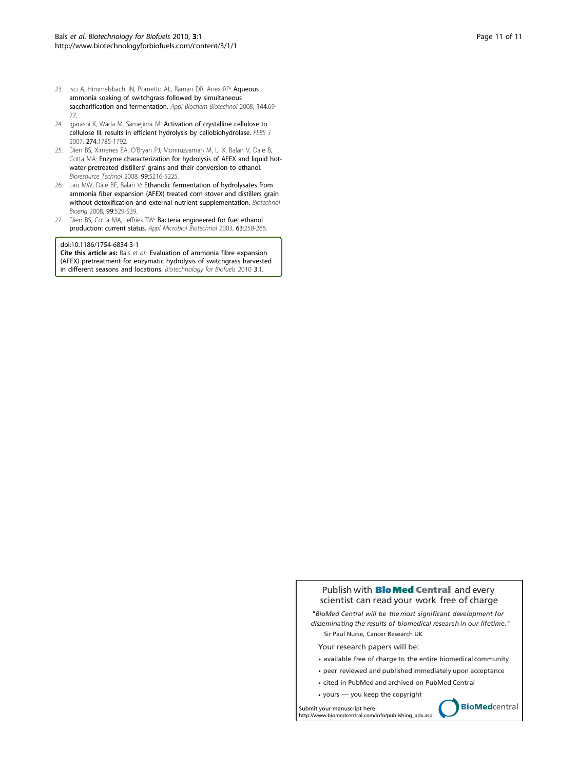23. Isci A, Himmelsbach JN, Pometto AL, Raman DR, Anex RP: **Aqueous ammonia soaking of switchgrass followed by simultaneous saccharification and fermentation.** *Appl Biochem Biotechnol* 2008, **144**:69-77.
24. Igarashi K, Wada M, Samejima M: **Activation of crystalline cellulose to cellulose $III_I$ results in efficient hydrolysis by cellobiohydrolase.** *FEBS J* 2007, **274**:1785-1792.
25. Dien BS, Ximenes EA, O'Bryan PJ, Moniruzzaman M, Li X, Balan V, Dale B, Cotta MA: **Enzyme characterization for hydrolysis of AFEX and liquid hot-water pretreated distillers' grains and their conversion to ethanol.** *Bioresource Technol* 2008, **99**:5216-5225.
26. Lau MW, Dale BE, Balan V: **Ethanolic fermentation of hydrolysates from ammonia fiber expansion (AFEX) treated corn stover and distillers grain without detoxification and external nutrient supplementation.** *Biotechnol Bioeng* 2008, **99**:529-539.
27. Dien BS, Cotta MA, Jeffries TW: **Bacteria engineered for fuel ethanol production: current status.** *Appl Microbiol Biotechnol* 2003, **63**:258-266.

doi:10.1186/1754-6834-3-1

**Cite this article as:** Bals *et al.*: Evaluation of ammonia fibre expansion (AFEX) pretreatment for enzymatic hydrolysis of switchgrass harvested in different seasons and locations. *Biotechnology for Biofuels* 2010 **3**:1.

Publish with **BioMed Central** and every scientist can read your work free of charge

*"BioMed Central will be the most significant development for disseminating the results of biomedical research in our lifetime."*

Sir Paul Nurse, Cancer Research UK

Your research papers will be:

- available free of charge to the entire biomedical community
- peer reviewed and published immediately upon acceptance
- cited in PubMed and archived on PubMed Central
- yours — you keep the copyright

Submit your manuscript here:
http://www.biomedcentral.com/info/publishing_adv.asp

**BioMed**central